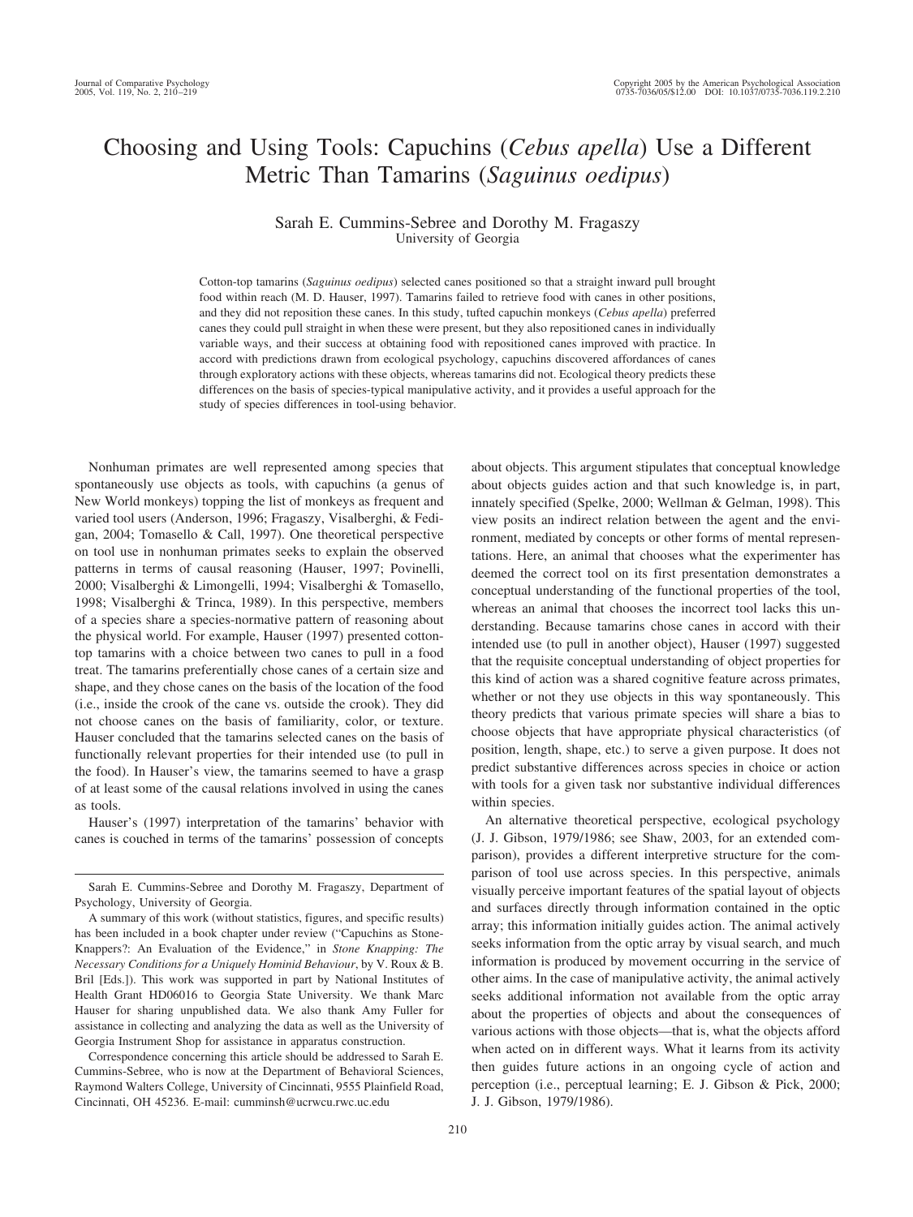# Choosing and Using Tools: Capuchins (*Cebus apella*) Use a Different Metric Than Tamarins (*Saguinus oedipus*)

Sarah E. Cummins-Sebree and Dorothy M. Fragaszy
University of Georgia

Cotton-top tamarins (*Saguinus oedipus*) selected canes positioned so that a straight inward pull brought food within reach (M. D. Hauser, 1997). Tamarins failed to retrieve food with canes in other positions, and they did not reposition these canes. In this study, tufted capuchin monkeys (*Cebus apella*) preferred canes they could pull straight in when these were present, but they also repositioned canes in individually variable ways, and their success at obtaining food with repositioned canes improved with practice. In accord with predictions drawn from ecological psychology, capuchins discovered affordances of canes through exploratory actions with these objects, whereas tamarins did not. Ecological theory predicts these differences on the basis of species-typical manipulative activity, and it provides a useful approach for the study of species differences in tool-using behavior.

Nonhuman primates are well represented among species that spontaneously use objects as tools, with capuchins (a genus of New World monkeys) topping the list of monkeys as frequent and varied tool users (Anderson, 1996; Fragaszy, Visalberghi, & Fedigan, 2004; Tomasello & Call, 1997). One theoretical perspective on tool use in nonhuman primates seeks to explain the observed patterns in terms of causal reasoning (Hauser, 1997; Povinelli, 2000; Visalberghi & Limongelli, 1994; Visalberghi & Tomasello, 1998; Visalberghi & Trinca, 1989). In this perspective, members of a species share a species-normative pattern of reasoning about the physical world. For example, Hauser (1997) presented cotton-top tamarins with a choice between two canes to pull in a food treat. The tamarins preferentially chose canes of a certain size and shape, and they chose canes on the basis of the location of the food (i.e., inside the crook of the cane vs. outside the crook). They did not choose canes on the basis of familiarity, color, or texture. Hauser concluded that the tamarins selected canes on the basis of functionally relevant properties for their intended use (to pull in the food). In Hauser's view, the tamarins seemed to have a grasp of at least some of the causal relations involved in using the canes as tools.

Hauser's (1997) interpretation of the tamarins' behavior with canes is couched in terms of the tamarins' possession of concepts about objects. This argument stipulates that conceptual knowledge about objects guides action and that such knowledge is, in part, innately specified (Spelke, 2000; Wellman & Gelman, 1998). This view posits an indirect relation between the agent and the environment, mediated by concepts or other forms of mental representations. Here, an animal that chooses what the experimenter has deemed the correct tool on its first presentation demonstrates a conceptual understanding of the functional properties of the tool, whereas an animal that chooses the incorrect tool lacks this understanding. Because tamarins chose canes in accord with their intended use (to pull in another object), Hauser (1997) suggested that the requisite conceptual understanding of object properties for this kind of action was a shared cognitive feature across primates, whether or not they use objects in this way spontaneously. This theory predicts that various primate species will share a bias to choose objects that have appropriate physical characteristics (of position, length, shape, etc.) to serve a given purpose. It does not predict substantive differences across species in choice or action with tools for a given task nor substantive individual differences within species.

An alternative theoretical perspective, ecological psychology (J. J. Gibson, 1979/1986; see Shaw, 2003, for an extended comparison), provides a different interpretive structure for the comparison of tool use across species. In this perspective, animals visually perceive important features of the spatial layout of objects and surfaces directly through information contained in the optic array; this information initially guides action. The animal actively seeks information from the optic array by visual search, and much information is produced by movement occurring in the service of other aims. In the case of manipulative activity, the animal actively seeks additional information not available from the optic array about the properties of objects and about the consequences of various actions with those objects—that is, what the objects afford when acted on in different ways. What it learns from its activity then guides future actions in an ongoing cycle of action and perception (i.e., perceptual learning; E. J. Gibson & Pick, 2000; J. J. Gibson, 1979/1986).

---

Sarah E. Cummins-Sebree and Dorothy M. Fragaszy, Department of Psychology, University of Georgia.

A summary of this work (without statistics, figures, and specific results) has been included in a book chapter under review ("Capuchins as Stone-Knappers?: An Evaluation of the Evidence," in *Stone Knapping: The Necessary Conditions for a Uniquely Hominid Behaviour*, by V. Roux & B. Bril [Eds.]). This work was supported in part by National Institutes of Health Grant HD06016 to Georgia State University. We thank Marc Hauser for sharing unpublished data. We also thank Amy Fuller for assistance in collecting and analyzing the data as well as the University of Georgia Instrument Shop for assistance in apparatus construction.

Correspondence concerning this article should be addressed to Sarah E. Cummins-Sebree, who is now at the Department of Behavioral Sciences, Raymond Walters College, University of Cincinnati, 9555 Plainfield Road, Cincinnati, OH 45236. E-mail: cumminsh@ucrwcu.rwc.uc.edu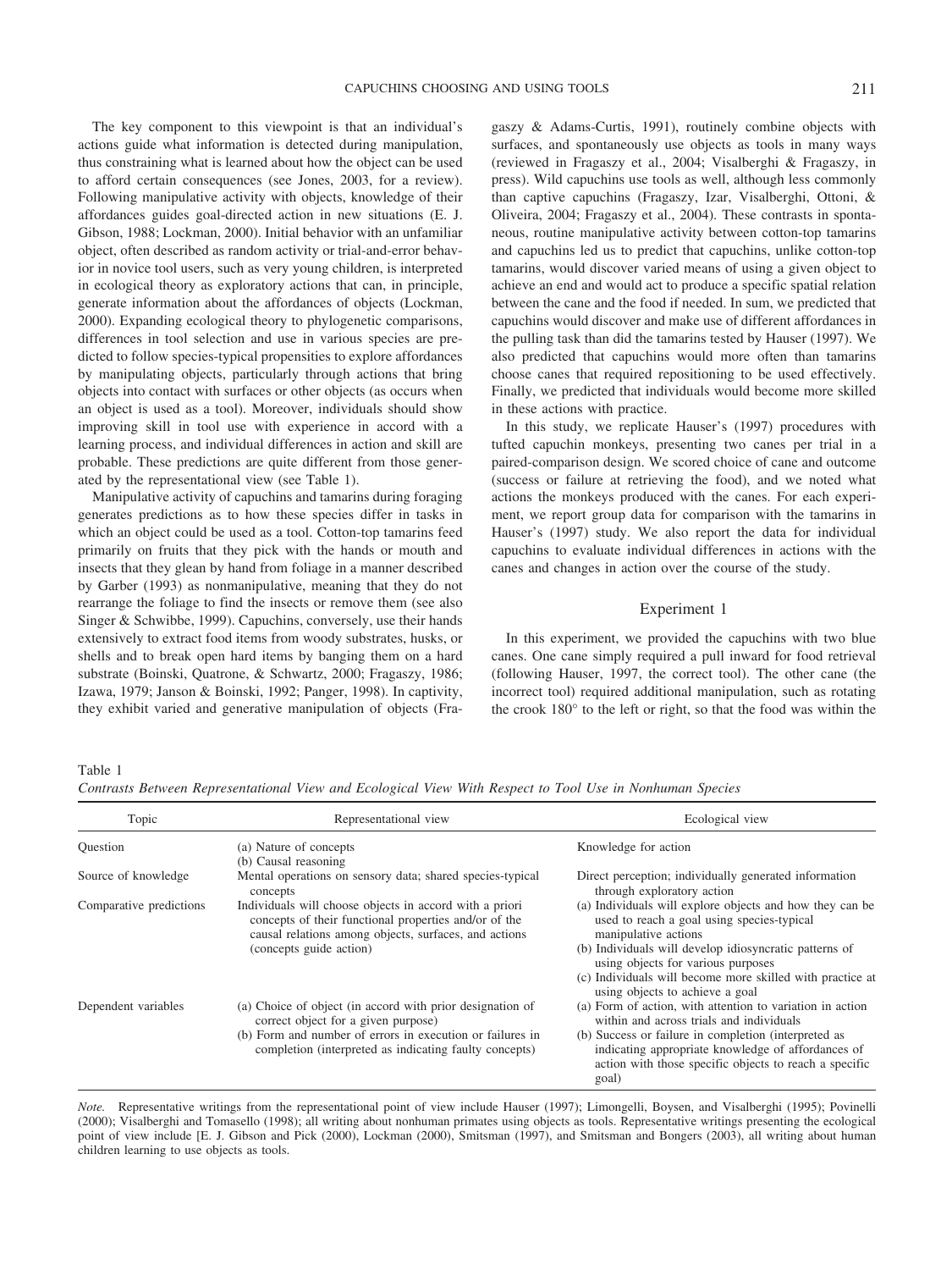The key component to this viewpoint is that an individual's actions guide what information is detected during manipulation, thus constraining what is learned about how the object can be used to afford certain consequences (see Jones, 2003, for a review). Following manipulative activity with objects, knowledge of their affordances guides goal-directed action in new situations (E. J. Gibson, 1988; Lockman, 2000). Initial behavior with an unfamiliar object, often described as random activity or trial-and-error behavior in novice tool users, such as very young children, is interpreted in ecological theory as exploratory actions that can, in principle, generate information about the affordances of objects (Lockman, 2000). Expanding ecological theory to phylogenetic comparisons, differences in tool selection and use in various species are predicted to follow species-typical propensities to explore affordances by manipulating objects, particularly through actions that bring objects into contact with surfaces or other objects (as occurs when an object is used as a tool). Moreover, individuals should show improving skill in tool use with experience in accord with a learning process, and individual differences in action and skill are probable. These predictions are quite different from those generated by the representational view (see Table 1).

Manipulative activity of capuchins and tamarins during foraging generates predictions as to how these species differ in tasks in which an object could be used as a tool. Cotton-top tamarins feed primarily on fruits that they pick with the hands or mouth and insects that they glean by hand from foliage in a manner described by Garber (1993) as nonmanipulative, meaning that they do not rearrange the foliage to find the insects or remove them (see also Singer & Schwibbe, 1999). Capuchins, conversely, use their hands extensively to extract food items from woody substrates, husks, or shells and to break open hard items by banging them on a hard substrate (Boinski, Quatrone, & Schwartz, 2000; Fragaszy, 1986; Izawa, 1979; Janson & Boinski, 1992; Panger, 1998). In captivity, they exhibit varied and generative manipulation of objects (Fragaszy & Adams-Curtis, 1991), routinely combine objects with surfaces, and spontaneously use objects as tools in many ways (reviewed in Fragaszy et al., 2004; Visalberghi & Fragaszy, in press). Wild capuchins use tools as well, although less commonly than captive capuchins (Fragaszy, Izar, Visalberghi, Ottoni, & Oliveira, 2004; Fragaszy et al., 2004). These contrasts in spontaneous, routine manipulative activity between cotton-top tamarins and capuchins led us to predict that capuchins, unlike cotton-top tamarins, would discover varied means of using a given object to achieve an end and would act to produce a specific spatial relation between the cane and the food if needed. In sum, we predicted that capuchins would discover and make use of different affordances in the pulling task than did the tamarins tested by Hauser (1997). We also predicted that capuchins would more often than tamarins choose canes that required repositioning to be used effectively. Finally, we predicted that individuals would become more skilled in these actions with practice.

In this study, we replicate Hauser's (1997) procedures with tufted capuchin monkeys, presenting two canes per trial in a paired-comparison design. We scored choice of cane and outcome (success or failure at retrieving the food), and we noted what actions the monkeys produced with the canes. For each experiment, we report group data for comparison with the tamarins in Hauser's (1997) study. We also report the data for individual capuchins to evaluate individual differences in actions with the canes and changes in action over the course of the study.

## Experiment 1

In this experiment, we provided the capuchins with two blue canes. One cane simply required a pull inward for food retrieval (following Hauser, 1997, the correct tool). The other cane (the incorrect tool) required additional manipulation, such as rotating the crook 180° to the left or right, so that the food was within the

Table 1
*Contrasts Between Representational View and Ecological View With Respect to Tool Use in Nonhuman Species*

| Topic | Representational view | Ecological view |
|---|---|---|
| Question | (a) Nature of concepts<br>(b) Causal reasoning | Knowledge for action |
| Source of knowledge | Mental operations on sensory data; shared species-typical concepts | Direct perception; individually generated information through exploratory action |
| Comparative predictions | Individuals will choose objects in accord with a priori concepts of their functional properties and/or of the causal relations among objects, surfaces, and actions (concepts guide action) | (a) Individuals will explore objects and how they can be used to reach a goal using species-typical manipulative actions<br>(b) Individuals will develop idiosyncratic patterns of using objects for various purposes<br>(c) Individuals will become more skilled with practice at using objects to achieve a goal |
| Dependent variables | (a) Choice of object (in accord with prior designation of correct object for a given purpose)<br>(b) Form and number of errors in execution or failures in completion (interpreted as indicating faulty concepts) | (a) Form of action, with attention to variation in action within and across trials and individuals<br>(b) Success or failure in completion (interpreted as indicating appropriate knowledge of affordances of action with those specific objects to reach a specific goal) |

*Note.* Representative writings from the representational point of view include Hauser (1997); Limongelli, Boysen, and Visalberghi (1995); Povinelli (2000); Visalberghi and Tomasello (1998); all writing about nonhuman primates using objects as tools. Representative writings presenting the ecological point of view include [E. J. Gibson and Pick (2000), Lockman (2000), Smitsman (1997), and Smitsman and Bongers (2003), all writing about human children learning to use objects as tools.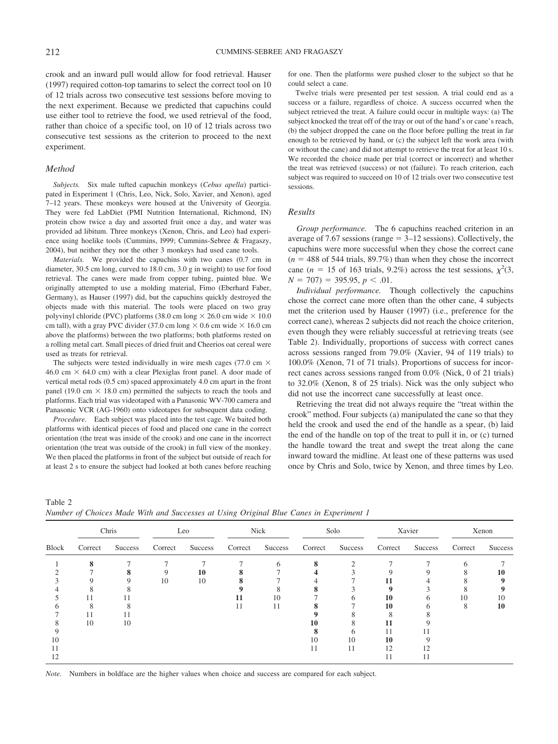crook and an inward pull would allow for food retrieval. Hauser (1997) required cotton-top tamarins to select the correct tool on 10 of 12 trials across two consecutive test sessions before moving to the next experiment. Because we predicted that capuchins could use either tool to retrieve the food, we used retrieval of the food, rather than choice of a specific tool, on 10 of 12 trials across two consecutive test sessions as the criterion to proceed to the next experiment.

### Method

*Subjects.* Six male tufted capuchin monkeys (*Cebus apella*) participated in Experiment 1 (Chris, Leo, Nick, Solo, Xavier, and Xenon), aged 7–12 years. These monkeys were housed at the University of Georgia. They were fed LabDiet (PMI Nutrition International, Richmond, IN) protein chow twice a day and assorted fruit once a day, and water was provided ad libitum. Three monkeys (Xenon, Chris, and Leo) had experience using hoelike tools (Cummins, l999; Cummins-Sebree & Fragaszy, 2004), but neither they nor the other 3 monkeys had used cane tools.

*Materials.* We provided the capuchins with two canes (0.7 cm in diameter, 30.5 cm long, curved to 18.0 cm, 3.0 g in weight) to use for food retrieval. The canes were made from copper tubing, painted blue. We originally attempted to use a molding material, Fimo (Eberhard Faber, Germany), as Hauser (1997) did, but the capuchins quickly destroyed the objects made with this material. The tools were placed on two gray polyvinyl chloride (PVC) platforms (38.0 cm long × 26.0 cm wide × 10.0 cm tall), with a gray PVC divider (37.0 cm long × 0.6 cm wide × 16.0 cm above the platforms) between the two platforms; both platforms rested on a rolling metal cart. Small pieces of dried fruit and Cheerios oat cereal were used as treats for retrieval.

The subjects were tested individually in wire mesh cages (77.0 cm × 46.0 cm × 64.0 cm) with a clear Plexiglas front panel. A door made of vertical metal rods (0.5 cm) spaced approximately 4.0 cm apart in the front panel (19.0 cm × 18.0 cm) permitted the subjects to reach the tools and platforms. Each trial was videotaped with a Panasonic WV-700 camera and Panasonic VCR (AG-1960) onto videotapes for subsequent data coding.

*Procedure.* Each subject was placed into the test cage. We baited both platforms with identical pieces of food and placed one cane in the correct orientation (the treat was inside of the crook) and one cane in the incorrect orientation (the treat was outside of the crook) in full view of the monkey. We then placed the platforms in front of the subject but outside of reach for at least 2 s to ensure the subject had looked at both canes before reaching for one. Then the platforms were pushed closer to the subject so that he could select a cane.

Twelve trials were presented per test session. A trial could end as a success or a failure, regardless of choice. A success occurred when the subject retrieved the treat. A failure could occur in multiple ways: (a) The subject knocked the treat off of the tray or out of the hand's or cane's reach, (b) the subject dropped the cane on the floor before pulling the treat in far enough to be retrieved by hand, or (c) the subject left the work area (with or without the cane) and did not attempt to retrieve the treat for at least 10 s. We recorded the choice made per trial (correct or incorrect) and whether the treat was retrieved (success) or not (failure). To reach criterion, each subject was required to succeed on 10 of 12 trials over two consecutive test sessions.

### Results

*Group performance.* The 6 capuchins reached criterion in an average of 7.67 sessions (range = 3–12 sessions). Collectively, the capuchins were more successful when they chose the correct cane ($n$ = 488 of 544 trials, 89.7%) than when they chose the incorrect cane ($n$ = 15 of 163 trials, 9.2%) across the test sessions, $\chi^2(3, N = 707) = 395.95$, $p < .01$.

*Individual performance.* Though collectively the capuchins chose the correct cane more often than the other cane, 4 subjects met the criterion used by Hauser (1997) (i.e., preference for the correct cane), whereas 2 subjects did not reach the choice criterion, even though they were reliably successful at retrieving treats (see Table 2). Individually, proportions of success with correct canes across sessions ranged from 79.0% (Xavier, 94 of 119 trials) to 100.0% (Xenon, 71 of 71 trials). Proportions of success for incorrect canes across sessions ranged from 0.0% (Nick, 0 of 21 trials) to 32.0% (Xenon, 8 of 25 trials). Nick was the only subject who did not use the incorrect cane successfully at least once.

Retrieving the treat did not always require the "treat within the crook" method. Four subjects (a) manipulated the cane so that they held the crook and used the end of the handle as a spear, (b) laid the end of the handle on top of the treat to pull it in, or (c) turned the handle toward the treat and swept the treat along the cane inward toward the midline. At least one of these patterns was used once by Chris and Solo, twice by Xenon, and three times by Leo.

Table 2
*Number of Choices Made With and Successes at Using Original Blue Canes in Experiment 1*

| Block | Chris | | Leo | | Nick | | Solo | | Xavier | | Xenon | |
|---|---|---|---|---|---|---|---|---|---|---|---|---|
| | Correct | Success | Correct | Success | Correct | Success | Correct | Success | Correct | Success | Correct | Success |
| 1 | **8** | 7 | 7 | 7 | 7 | 6 | **8** | 2 | 7 | 7 | 6 | 7 |
| 2 | 7 | **8** | 9 | **10** | **8** | 7 | **4** | 3 | 9 | 9 | 8 | **10** |
| 3 | 9 | 9 | 10 | 10 | **8** | 7 | 4 | 7 | **11** | 4 | 8 | **9** |
| 4 | 8 | 8 | | | **9** | 8 | **8** | 3 | **9** | 3 | 8 | **9** |
| 5 | 11 | 11 | | | **11** | 10 | 7 | 6 | **10** | 6 | 10 | 10 |
| 6 | 8 | 8 | | | 11 | 11 | **8** | 7 | **10** | 6 | 8 | **10** |
| 7 | 11 | 11 | | | | | **9** | 8 | 8 | 8 | | |
| 8 | 10 | 10 | | | | | **10** | 8 | **11** | 9 | | |
| 9 | | | | | | | **8** | 6 | 11 | 11 | | |
| 10 | | | | | | | 10 | 10 | **10** | 9 | | |
| 11 | | | | | | | 11 | 11 | 12 | 12 | | |
| 12 | | | | | | | | | 11 | 11 | | |

*Note.* Numbers in boldface are the higher values when choice and success are compared for each subject.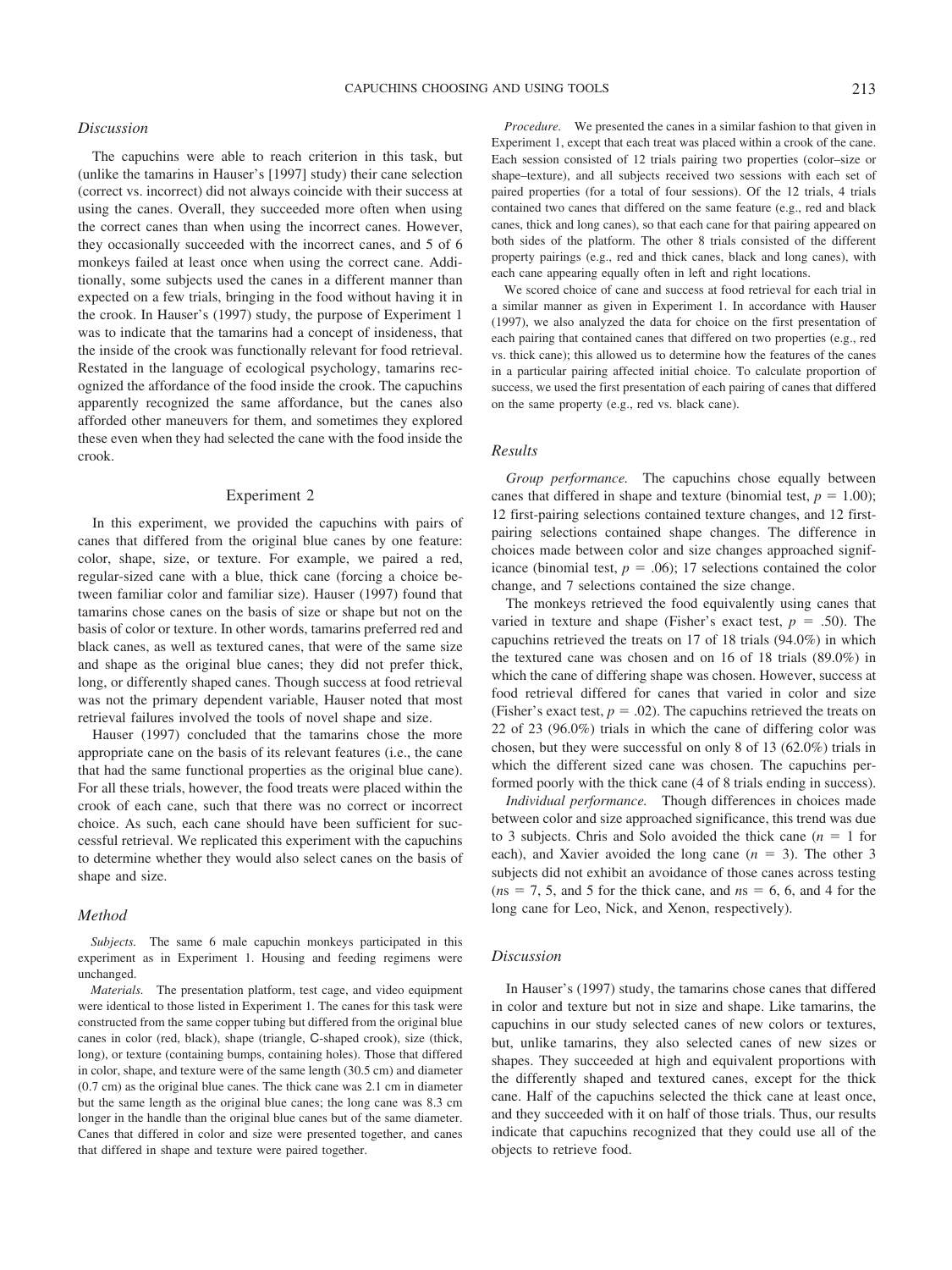### Discussion

The capuchins were able to reach criterion in this task, but (unlike the tamarins in Hauser's [1997] study) their cane selection (correct vs. incorrect) did not always coincide with their success at using the canes. Overall, they succeeded more often when using the correct canes than when using the incorrect canes. However, they occasionally succeeded with the incorrect canes, and 5 of 6 monkeys failed at least once when using the correct cane. Additionally, some subjects used the canes in a different manner than expected on a few trials, bringing in the food without having it in the crook. In Hauser's (1997) study, the purpose of Experiment 1 was to indicate that the tamarins had a concept of insideness, that the inside of the crook was functionally relevant for food retrieval. Restated in the language of ecological psychology, tamarins recognized the affordance of the food inside the crook. The capuchins apparently recognized the same affordance, but the canes also afforded other maneuvers for them, and sometimes they explored these even when they had selected the cane with the food inside the crook.

## Experiment 2

In this experiment, we provided the capuchins with pairs of canes that differed from the original blue canes by one feature: color, shape, size, or texture. For example, we paired a red, regular-sized cane with a blue, thick cane (forcing a choice between familiar color and familiar size). Hauser (1997) found that tamarins chose canes on the basis of size or shape but not on the basis of color or texture. In other words, tamarins preferred red and black canes, as well as textured canes, that were of the same size and shape as the original blue canes; they did not prefer thick, long, or differently shaped canes. Though success at food retrieval was not the primary dependent variable, Hauser noted that most retrieval failures involved the tools of novel shape and size.

Hauser (1997) concluded that the tamarins chose the more appropriate cane on the basis of its relevant features (i.e., the cane that had the same functional properties as the original blue cane). For all these trials, however, the food treats were placed within the crook of each cane, such that there was no correct or incorrect choice. As such, each cane should have been sufficient for successful retrieval. We replicated this experiment with the capuchins to determine whether they would also select canes on the basis of shape and size.

### Method

*Subjects.* The same 6 male capuchin monkeys participated in this experiment as in Experiment 1. Housing and feeding regimens were unchanged.

*Materials.* The presentation platform, test cage, and video equipment were identical to those listed in Experiment 1. The canes for this task were constructed from the same copper tubing but differed from the original blue canes in color (red, black), shape (triangle, C-shaped crook), size (thick, long), or texture (containing bumps, containing holes). Those that differed in color, shape, and texture were of the same length (30.5 cm) and diameter (0.7 cm) as the original blue canes. The thick cane was 2.1 cm in diameter but the same length as the original blue canes; the long cane was 8.3 cm longer in the handle than the original blue canes but of the same diameter. Canes that differed in color and size were presented together, and canes that differed in shape and texture were paired together.

*Procedure.* We presented the canes in a similar fashion to that given in Experiment 1, except that each treat was placed within a crook of the cane. Each session consisted of 12 trials pairing two properties (color–size or shape–texture), and all subjects received two sessions with each set of paired properties (for a total of four sessions). Of the 12 trials, 4 trials contained two canes that differed on the same feature (e.g., red and black canes, thick and long canes), so that each cane for that pairing appeared on both sides of the platform. The other 8 trials consisted of the different property pairings (e.g., red and thick canes, black and long canes), with each cane appearing equally often in left and right locations.

We scored choice of cane and success at food retrieval for each trial in a similar manner as given in Experiment 1. In accordance with Hauser (1997), we also analyzed the data for choice on the first presentation of each pairing that contained canes that differed on two properties (e.g., red vs. thick cane); this allowed us to determine how the features of the canes in a particular pairing affected initial choice. To calculate proportion of success, we used the first presentation of each pairing of canes that differed on the same property (e.g., red vs. black cane).

### Results

*Group performance.* The capuchins chose equally between canes that differed in shape and texture (binomial test, $p = 1.00$); 12 first-pairing selections contained texture changes, and 12 first-pairing selections contained shape changes. The difference in choices made between color and size changes approached significance (binomial test, $p = .06$); 17 selections contained the color change, and 7 selections contained the size change.

The monkeys retrieved the food equivalently using canes that varied in texture and shape (Fisher's exact test, $p = .50$). The capuchins retrieved the treats on 17 of 18 trials (94.0%) in which the textured cane was chosen and on 16 of 18 trials (89.0%) in which the cane of differing shape was chosen. However, success at food retrieval differed for canes that varied in color and size (Fisher's exact test, $p = .02$). The capuchins retrieved the treats on 22 of 23 (96.0%) trials in which the cane of differing color was chosen, but they were successful on only 8 of 13 (62.0%) trials in which the different sized cane was chosen. The capuchins performed poorly with the thick cane (4 of 8 trials ending in success).

*Individual performance.* Though differences in choices made between color and size approached significance, this trend was due to 3 subjects. Chris and Solo avoided the thick cane ($n = 1$ for each), and Xavier avoided the long cane ($n = 3$). The other 3 subjects did not exhibit an avoidance of those canes across testing ($n$s = 7, 5, and 5 for the thick cane, and $n$s = 6, 6, and 4 for the long cane for Leo, Nick, and Xenon, respectively).

### Discussion

In Hauser's (1997) study, the tamarins chose canes that differed in color and texture but not in size and shape. Like tamarins, the capuchins in our study selected canes of new colors or textures, but, unlike tamarins, they also selected canes of new sizes or shapes. They succeeded at high and equivalent proportions with the differently shaped and textured canes, except for the thick cane. Half of the capuchins selected the thick cane at least once, and they succeeded with it on half of those trials. Thus, our results indicate that capuchins recognized that they could use all of the objects to retrieve food.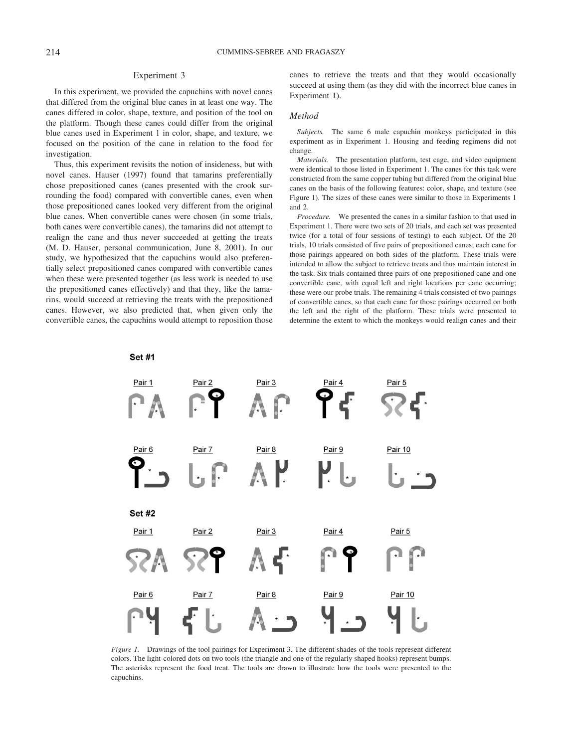## Experiment 3

In this experiment, we provided the capuchins with novel canes that differed from the original blue canes in at least one way. The canes differed in color, shape, texture, and position of the tool on the platform. Though these canes could differ from the original blue canes used in Experiment 1 in color, shape, and texture, we focused on the position of the cane in relation to the food for investigation.

Thus, this experiment revisits the notion of insideness, but with novel canes. Hauser (1997) found that tamarins preferentially chose prepositioned canes (canes presented with the crook surrounding the food) compared with convertible canes, even when those prepositioned canes looked very different from the original blue canes. When convertible canes were chosen (in some trials, both canes were convertible canes), the tamarins did not attempt to realign the cane and thus never succeeded at getting the treats (M. D. Hauser, personal communication, June 8, 2001). In our study, we hypothesized that the capuchins would also preferentially select prepositioned canes compared with convertible canes when these were presented together (as less work is needed to use the prepositioned canes effectively) and that they, like the tamarins, would succeed at retrieving the treats with the prepositioned canes. However, we also predicted that, when given only the convertible canes, the capuchins would attempt to reposition those canes to retrieve the treats and that they would occasionally succeed at using them (as they did with the incorrect blue canes in Experiment 1).

### Method

*Subjects.* The same 6 male capuchin monkeys participated in this experiment as in Experiment 1. Housing and feeding regimens did not change.

*Materials.* The presentation platform, test cage, and video equipment were identical to those listed in Experiment 1. The canes for this task were constructed from the same copper tubing but differed from the original blue canes on the basis of the following features: color, shape, and texture (see Figure 1). The sizes of these canes were similar to those in Experiments 1 and 2.

*Procedure.* We presented the canes in a similar fashion to that used in Experiment 1. There were two sets of 20 trials, and each set was presented twice (for a total of four sessions of testing) to each subject. Of the 20 trials, 10 trials consisted of five pairs of prepositioned canes; each cane for those pairings appeared on both sides of the platform. These trials were intended to allow the subject to retrieve treats and thus maintain interest in the task. Six trials contained three pairs of one prepositioned cane and one convertible cane, with equal left and right locations per cane occurring; these were our probe trials. The remaining 4 trials consisted of two pairings of convertible canes, so that each cane for those pairings occurred on both the left and the right of the platform. These trials were presented to determine the extent to which the monkeys would realign canes and their

*Figure 1.* Drawings of the tool pairings for Experiment 3. The different shades of the tools represent different colors. The light-colored dots on two tools (the triangle and one of the regularly shaped hooks) represent bumps. The asterisks represent the food treat. The tools are drawn to illustrate how the tools were presented to the capuchins.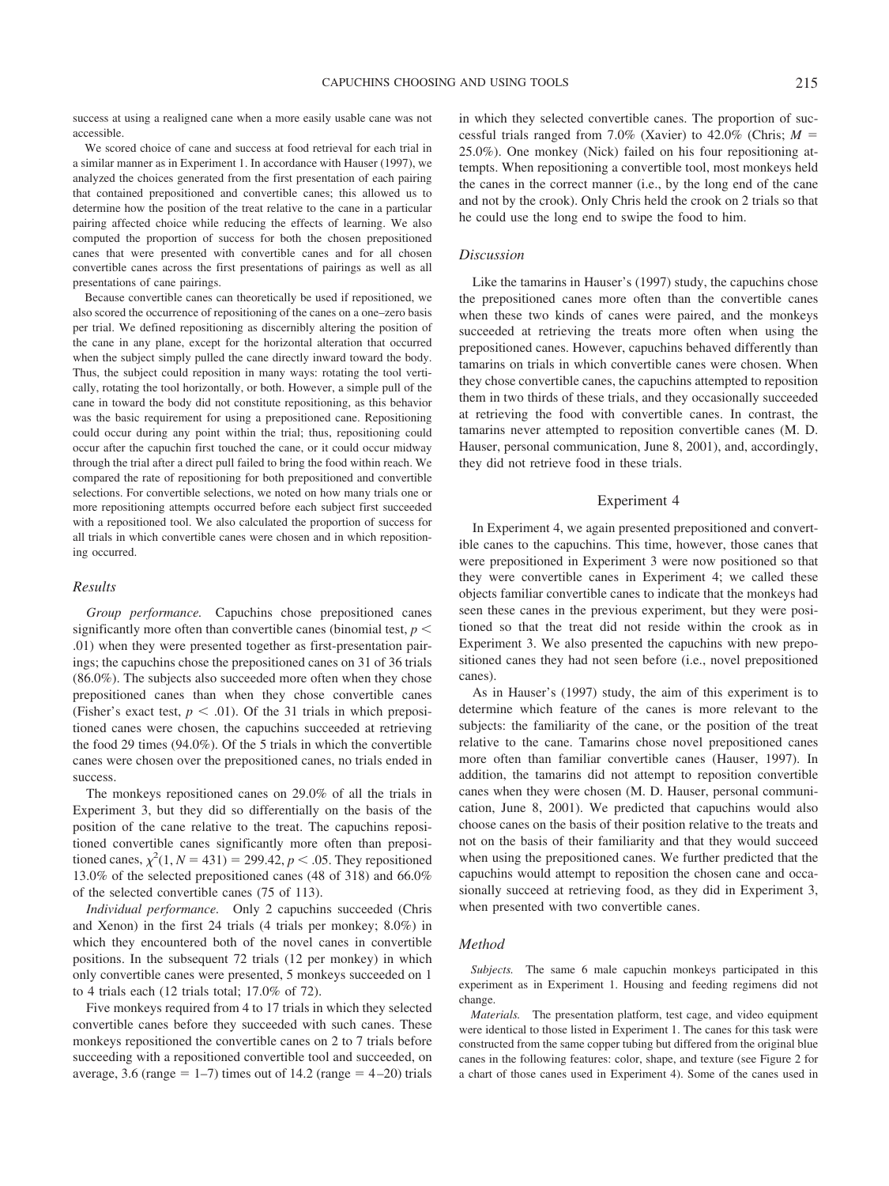success at using a realigned cane when a more easily usable cane was not accessible.

We scored choice of cane and success at food retrieval for each trial in a similar manner as in Experiment 1. In accordance with Hauser (1997), we analyzed the choices generated from the first presentation of each pairing that contained prepositioned and convertible canes; this allowed us to determine how the position of the treat relative to the cane in a particular pairing affected choice while reducing the effects of learning. We also computed the proportion of success for both the chosen prepositioned canes that were presented with convertible canes and for all chosen convertible canes across the first presentations of pairings as well as all presentations of cane pairings.

Because convertible canes can theoretically be used if repositioned, we also scored the occurrence of repositioning of the canes on a one–zero basis per trial. We defined repositioning as discernibly altering the position of the cane in any plane, except for the horizontal alteration that occurred when the subject simply pulled the cane directly inward toward the body. Thus, the subject could reposition in many ways: rotating the tool vertically, rotating the tool horizontally, or both. However, a simple pull of the cane in toward the body did not constitute repositioning, as this behavior was the basic requirement for using a prepositioned cane. Repositioning could occur during any point within the trial; thus, repositioning could occur after the capuchin first touched the cane, or it could occur midway through the trial after a direct pull failed to bring the food within reach. We compared the rate of repositioning for both prepositioned and convertible selections. For convertible selections, we noted on how many trials one or more repositioning attempts occurred before each subject first succeeded with a repositioned tool. We also calculated the proportion of success for all trials in which convertible canes were chosen and in which repositioning occurred.

### Results

*Group performance.* Capuchins chose prepositioned canes significantly more often than convertible canes (binomial test, $p < .01$) when they were presented together as first-presentation pairings; the capuchins chose the prepositioned canes on 31 of 36 trials (86.0%). The subjects also succeeded more often when they chose prepositioned canes than when they chose convertible canes (Fisher's exact test, $p < .01$). Of the 31 trials in which prepositioned canes were chosen, the capuchins succeeded at retrieving the food 29 times (94.0%). Of the 5 trials in which the convertible canes were chosen over the prepositioned canes, no trials ended in success.

The monkeys repositioned canes on 29.0% of all the trials in Experiment 3, but they did so differentially on the basis of the position of the cane relative to the treat. The capuchins repositioned convertible canes significantly more often than prepositioned canes, $\chi^2(1, N = 431) = 299.42$, $p < .05$. They repositioned 13.0% of the selected prepositioned canes (48 of 318) and 66.0% of the selected convertible canes (75 of 113).

*Individual performance.* Only 2 capuchins succeeded (Chris and Xenon) in the first 24 trials (4 trials per monkey; 8.0%) in which they encountered both of the novel canes in convertible positions. In the subsequent 72 trials (12 per monkey) in which only convertible canes were presented, 5 monkeys succeeded on 1 to 4 trials each (12 trials total; 17.0% of 72).

Five monkeys required from 4 to 17 trials in which they selected convertible canes before they succeeded with such canes. These monkeys repositioned the convertible canes on 2 to 7 trials before succeeding with a repositioned convertible tool and succeeded, on average, 3.6 (range = 1–7) times out of 14.2 (range = 4–20) trials in which they selected convertible canes. The proportion of successful trials ranged from 7.0% (Xavier) to 42.0% (Chris; $M = 25.0\%$). One monkey (Nick) failed on his four repositioning attempts. When repositioning a convertible tool, most monkeys held the canes in the correct manner (i.e., by the long end of the cane and not by the crook). Only Chris held the crook on 2 trials so that he could use the long end to swipe the food to him.

### Discussion

Like the tamarins in Hauser's (1997) study, the capuchins chose the prepositioned canes more often than the convertible canes when these two kinds of canes were paired, and the monkeys succeeded at retrieving the treats more often when using the prepositioned canes. However, capuchins behaved differently than tamarins on trials in which convertible canes were chosen. When they chose convertible canes, the capuchins attempted to reposition them in two thirds of these trials, and they occasionally succeeded at retrieving the food with convertible canes. In contrast, the tamarins never attempted to reposition convertible canes (M. D. Hauser, personal communication, June 8, 2001), and, accordingly, they did not retrieve food in these trials.

## Experiment 4

In Experiment 4, we again presented prepositioned and convertible canes to the capuchins. This time, however, those canes that were prepositioned in Experiment 3 were now positioned so that they were convertible canes in Experiment 4; we called these objects familiar convertible canes to indicate that the monkeys had seen these canes in the previous experiment, but they were positioned so that the treat did not reside within the crook as in Experiment 3. We also presented the capuchins with new prepositioned canes they had not seen before (i.e., novel prepositioned canes).

As in Hauser's (1997) study, the aim of this experiment is to determine which feature of the canes is more relevant to the subjects: the familiarity of the cane, or the position of the treat relative to the cane. Tamarins chose novel prepositioned canes more often than familiar convertible canes (Hauser, 1997). In addition, the tamarins did not attempt to reposition convertible canes when they were chosen (M. D. Hauser, personal communication, June 8, 2001). We predicted that capuchins would also choose canes on the basis of their position relative to the treats and not on the basis of their familiarity and that they would succeed when using the prepositioned canes. We further predicted that the capuchins would attempt to reposition the chosen cane and occasionally succeed at retrieving food, as they did in Experiment 3, when presented with two convertible canes.

### Method

*Subjects.* The same 6 male capuchin monkeys participated in this experiment as in Experiment 1. Housing and feeding regimens did not change.

*Materials.* The presentation platform, test cage, and video equipment were identical to those listed in Experiment 1. The canes for this task were constructed from the same copper tubing but differed from the original blue canes in the following features: color, shape, and texture (see Figure 2 for a chart of those canes used in Experiment 4). Some of the canes used in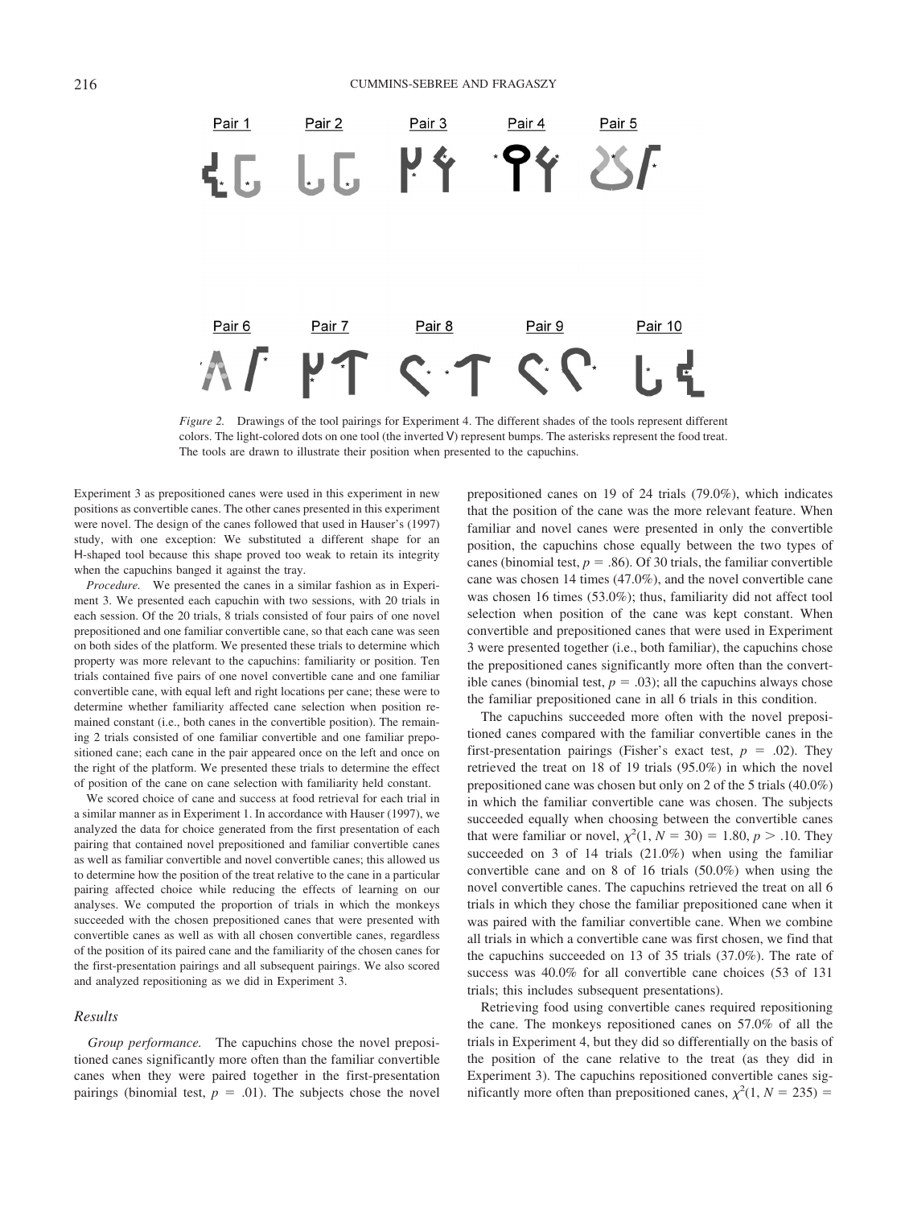Pair 1 Pair 2 Pair 3 Pair 4 Pair 5

Pair 6 Pair 7 Pair 8 Pair 9 Pair 10

*Figure 2.* Drawings of the tool pairings for Experiment 4. The different shades of the tools represent different colors. The light-colored dots on one tool (the inverted V) represent bumps. The asterisks represent the food treat. The tools are drawn to illustrate their position when presented to the capuchins.

Experiment 3 as prepositioned canes were used in this experiment in new positions as convertible canes. The other canes presented in this experiment were novel. The design of the canes followed that used in Hauser's (1997) study, with one exception: We substituted a different shape for an H-shaped tool because this shape proved too weak to retain its integrity when the capuchins banged it against the tray.

*Procedure.* We presented the canes in a similar fashion as in Experiment 3. We presented each capuchin with two sessions, with 20 trials in each session. Of the 20 trials, 8 trials consisted of four pairs of one novel prepositioned and one familiar convertible cane, so that each cane was seen on both sides of the platform. We presented these trials to determine which property was more relevant to the capuchins: familiarity or position. Ten trials contained five pairs of one novel convertible cane and one familiar convertible cane, with equal left and right locations per cane; these were to determine whether familiarity affected cane selection when position remained constant (i.e., both canes in the convertible position). The remaining 2 trials consisted of one familiar convertible and one familiar prepositioned cane; each cane in the pair appeared once on the left and once on the right of the platform. We presented these trials to determine the effect of position of the cane on cane selection with familiarity held constant.

We scored choice of cane and success at food retrieval for each trial in a similar manner as in Experiment 1. In accordance with Hauser (1997), we analyzed the data for choice generated from the first presentation of each pairing that contained novel prepositioned and familiar convertible canes as well as familiar convertible and novel convertible canes; this allowed us to determine how the position of the treat relative to the cane in a particular pairing affected choice while reducing the effects of learning on our analyses. We computed the proportion of trials in which the monkeys succeeded with the chosen prepositioned canes that were presented with convertible canes as well as with all chosen convertible canes, regardless of the position of its paired cane and the familiarity of the chosen canes for the first-presentation pairings and all subsequent pairings. We also scored and analyzed repositioning as we did in Experiment 3.

## Results

*Group performance.* The capuchins chose the novel prepositioned canes significantly more often than the familiar convertible canes when they were paired together in the first-presentation pairings (binomial test, $p = .01$). The subjects chose the novel prepositioned canes on 19 of 24 trials (79.0%), which indicates that the position of the cane was the more relevant feature. When familiar and novel canes were presented in only the convertible position, the capuchins chose equally between the two types of canes (binomial test, $p = .86$). Of 30 trials, the familiar convertible cane was chosen 14 times (47.0%), and the novel convertible cane was chosen 16 times (53.0%); thus, familiarity did not affect tool selection when position of the cane was kept constant. When convertible and prepositioned canes that were used in Experiment 3 were presented together (i.e., both familiar), the capuchins chose the prepositioned canes significantly more often than the convertible canes (binomial test, $p = .03$); all the capuchins always chose the familiar prepositioned cane in all 6 trials in this condition.

The capuchins succeeded more often with the novel prepositioned canes compared with the familiar convertible canes in the first-presentation pairings (Fisher's exact test, $p = .02$). They retrieved the treat on 18 of 19 trials (95.0%) in which the novel prepositioned cane was chosen but only on 2 of the 5 trials (40.0%) in which the familiar convertible cane was chosen. The subjects succeeded equally when choosing between the convertible canes that were familiar or novel, $\chi^2(1, N = 30) = 1.80$, $p > .10$. They succeeded on 3 of 14 trials (21.0%) when using the familiar convertible cane and on 8 of 16 trials (50.0%) when using the novel convertible canes. The capuchins retrieved the treat on all 6 trials in which they chose the familiar prepositioned cane when it was paired with the familiar convertible cane. When we combine all trials in which a convertible cane was first chosen, we find that the capuchins succeeded on 13 of 35 trials (37.0%). The rate of success was 40.0% for all convertible cane choices (53 of 131 trials; this includes subsequent presentations).

Retrieving food using convertible canes required repositioning the cane. The monkeys repositioned canes on 57.0% of all the trials in Experiment 4, but they did so differentially on the basis of the position of the cane relative to the treat (as they did in Experiment 3). The capuchins repositioned convertible canes significantly more often than prepositioned canes, $\chi^2(1, N = 235) =$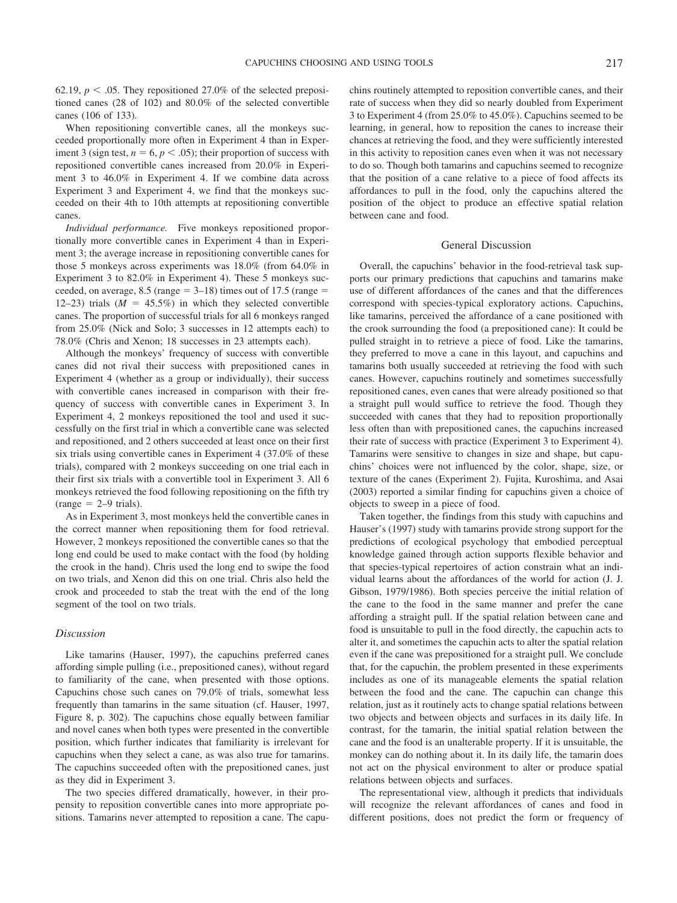62.19, $p < .05$. They repositioned 27.0% of the selected prepositioned canes (28 of 102) and 80.0% of the selected convertible canes (106 of 133).

When repositioning convertible canes, all the monkeys succeeded proportionally more often in Experiment 4 than in Experiment 3 (sign test, $n = 6$, $p < .05$); their proportion of success with repositioned convertible canes increased from 20.0% in Experiment 3 to 46.0% in Experiment 4. If we combine data across Experiment 3 and Experiment 4, we find that the monkeys succeeded on their 4th to 10th attempts at repositioning convertible canes.

*Individual performance.* Five monkeys repositioned proportionally more convertible canes in Experiment 4 than in Experiment 3; the average increase in repositioning convertible canes for those 5 monkeys across experiments was 18.0% (from 64.0% in Experiment 3 to 82.0% in Experiment 4). These 5 monkeys succeeded, on average, 8.5 (range = 3–18) times out of 17.5 (range = 12–23) trials ($M = 45.5\%$) in which they selected convertible canes. The proportion of successful trials for all 6 monkeys ranged from 25.0% (Nick and Solo; 3 successes in 12 attempts each) to 78.0% (Chris and Xenon; 18 successes in 23 attempts each).

Although the monkeys' frequency of success with convertible canes did not rival their success with prepositioned canes in Experiment 4 (whether as a group or individually), their success with convertible canes increased in comparison with their frequency of success with convertible canes in Experiment 3. In Experiment 4, 2 monkeys repositioned the tool and used it successfully on the first trial in which a convertible cane was selected and repositioned, and 2 others succeeded at least once on their first six trials using convertible canes in Experiment 4 (37.0% of these trials), compared with 2 monkeys succeeding on one trial each in their first six trials with a convertible tool in Experiment 3. All 6 monkeys retrieved the food following repositioning on the fifth try (range = 2–9 trials).

As in Experiment 3, most monkeys held the convertible canes in the correct manner when repositioning them for food retrieval. However, 2 monkeys repositioned the convertible canes so that the long end could be used to make contact with the food (by holding the crook in the hand). Chris used the long end to swipe the food on two trials, and Xenon did this on one trial. Chris also held the crook and proceeded to stab the treat with the end of the long segment of the tool on two trials.

### Discussion

Like tamarins (Hauser, 1997), the capuchins preferred canes affording simple pulling (i.e., prepositioned canes), without regard to familiarity of the cane, when presented with those options. Capuchins chose such canes on 79.0% of trials, somewhat less frequently than tamarins in the same situation (cf. Hauser, 1997, Figure 8, p. 302). The capuchins chose equally between familiar and novel canes when both types were presented in the convertible position, which further indicates that familiarity is irrelevant for capuchins when they select a cane, as was also true for tamarins. The capuchins succeeded often with the prepositioned canes, just as they did in Experiment 3.

The two species differed dramatically, however, in their propensity to reposition convertible canes into more appropriate positions. Tamarins never attempted to reposition a cane. The capuchins routinely attempted to reposition convertible canes, and their rate of success when they did so nearly doubled from Experiment 3 to Experiment 4 (from 25.0% to 45.0%). Capuchins seemed to be learning, in general, how to reposition the canes to increase their chances at retrieving the food, and they were sufficiently interested in this activity to reposition canes even when it was not necessary to do so. Though both tamarins and capuchins seemed to recognize that the position of a cane relative to a piece of food affects its affordances to pull in the food, only the capuchins altered the position of the object to produce an effective spatial relation between cane and food.

## General Discussion

Overall, the capuchins' behavior in the food-retrieval task supports our primary predictions that capuchins and tamarins make use of different affordances of the canes and that the differences correspond with species-typical exploratory actions. Capuchins, like tamarins, perceived the affordance of a cane positioned with the crook surrounding the food (a prepositioned cane): It could be pulled straight in to retrieve a piece of food. Like the tamarins, they preferred to move a cane in this layout, and capuchins and tamarins both usually succeeded at retrieving the food with such canes. However, capuchins routinely and sometimes successfully repositioned canes, even canes that were already positioned so that a straight pull would suffice to retrieve the food. Though they succeeded with canes that they had to reposition proportionally less often than with prepositioned canes, the capuchins increased their rate of success with practice (Experiment 3 to Experiment 4). Tamarins were sensitive to changes in size and shape, but capuchins' choices were not influenced by the color, shape, size, or texture of the canes (Experiment 2). Fujita, Kuroshima, and Asai (2003) reported a similar finding for capuchins given a choice of objects to sweep in a piece of food.

Taken together, the findings from this study with capuchins and Hauser's (1997) study with tamarins provide strong support for the predictions of ecological psychology that embodied perceptual knowledge gained through action supports flexible behavior and that species-typical repertoires of action constrain what an individual learns about the affordances of the world for action (J. J. Gibson, 1979/1986). Both species perceive the initial relation of the cane to the food in the same manner and prefer the cane affording a straight pull. If the spatial relation between cane and food is unsuitable to pull in the food directly, the capuchin acts to alter it, and sometimes the capuchin acts to alter the spatial relation even if the cane was prepositioned for a straight pull. We conclude that, for the capuchin, the problem presented in these experiments includes as one of its manageable elements the spatial relation between the food and the cane. The capuchin can change this relation, just as it routinely acts to change spatial relations between two objects and between objects and surfaces in its daily life. In contrast, for the tamarin, the initial spatial relation between the cane and the food is an unalterable property. If it is unsuitable, the monkey can do nothing about it. In its daily life, the tamarin does not act on the physical environment to alter or produce spatial relations between objects and surfaces.

The representational view, although it predicts that individuals will recognize the relevant affordances of canes and food in different positions, does not predict the form or frequency of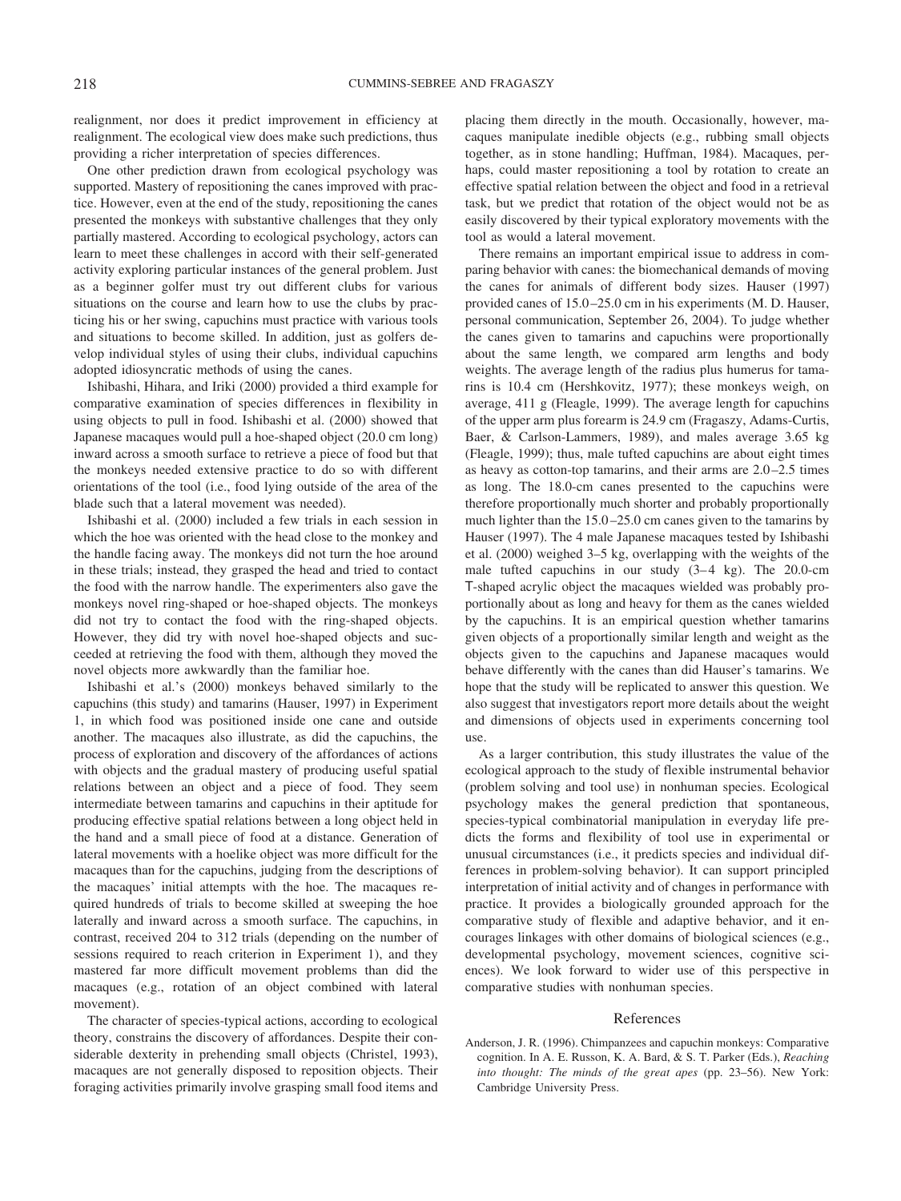realignment, nor does it predict improvement in efficiency at realignment. The ecological view does make such predictions, thus providing a richer interpretation of species differences.

One other prediction drawn from ecological psychology was supported. Mastery of repositioning the canes improved with practice. However, even at the end of the study, repositioning the canes presented the monkeys with substantive challenges that they only partially mastered. According to ecological psychology, actors can learn to meet these challenges in accord with their self-generated activity exploring particular instances of the general problem. Just as a beginner golfer must try out different clubs for various situations on the course and learn how to use the clubs by practicing his or her swing, capuchins must practice with various tools and situations to become skilled. In addition, just as golfers develop individual styles of using their clubs, individual capuchins adopted idiosyncratic methods of using the canes.

Ishibashi, Hihara, and Iriki (2000) provided a third example for comparative examination of species differences in flexibility in using objects to pull in food. Ishibashi et al. (2000) showed that Japanese macaques would pull a hoe-shaped object (20.0 cm long) inward across a smooth surface to retrieve a piece of food but that the monkeys needed extensive practice to do so with different orientations of the tool (i.e., food lying outside of the area of the blade such that a lateral movement was needed).

Ishibashi et al. (2000) included a few trials in each session in which the hoe was oriented with the head close to the monkey and the handle facing away. The monkeys did not turn the hoe around in these trials; instead, they grasped the head and tried to contact the food with the narrow handle. The experimenters also gave the monkeys novel ring-shaped or hoe-shaped objects. The monkeys did not try to contact the food with the ring-shaped objects. However, they did try with novel hoe-shaped objects and succeeded at retrieving the food with them, although they moved the novel objects more awkwardly than the familiar hoe.

Ishibashi et al.'s (2000) monkeys behaved similarly to the capuchins (this study) and tamarins (Hauser, 1997) in Experiment 1, in which food was positioned inside one cane and outside another. The macaques also illustrate, as did the capuchins, the process of exploration and discovery of the affordances of actions with objects and the gradual mastery of producing useful spatial relations between an object and a piece of food. They seem intermediate between tamarins and capuchins in their aptitude for producing effective spatial relations between a long object held in the hand and a small piece of food at a distance. Generation of lateral movements with a hoelike object was more difficult for the macaques than for the capuchins, judging from the descriptions of the macaques' initial attempts with the hoe. The macaques required hundreds of trials to become skilled at sweeping the hoe laterally and inward across a smooth surface. The capuchins, in contrast, received 204 to 312 trials (depending on the number of sessions required to reach criterion in Experiment 1), and they mastered far more difficult movement problems than did the macaques (e.g., rotation of an object combined with lateral movement).

The character of species-typical actions, according to ecological theory, constrains the discovery of affordances. Despite their considerable dexterity in prehending small objects (Christel, 1993), macaques are not generally disposed to reposition objects. Their foraging activities primarily involve grasping small food items and placing them directly in the mouth. Occasionally, however, macaques manipulate inedible objects (e.g., rubbing small objects together, as in stone handling; Huffman, 1984). Macaques, perhaps, could master repositioning a tool by rotation to create an effective spatial relation between the object and food in a retrieval task, but we predict that rotation of the object would not be as easily discovered by their typical exploratory movements with the tool as would a lateral movement.

There remains an important empirical issue to address in comparing behavior with canes: the biomechanical demands of moving the canes for animals of different body sizes. Hauser (1997) provided canes of 15.0–25.0 cm in his experiments (M. D. Hauser, personal communication, September 26, 2004). To judge whether the canes given to tamarins and capuchins were proportionally about the same length, we compared arm lengths and body weights. The average length of the radius plus humerus for tamarins is 10.4 cm (Hershkovitz, 1977); these monkeys weigh, on average, 411 g (Fleagle, 1999). The average length for capuchins of the upper arm plus forearm is 24.9 cm (Fragaszy, Adams-Curtis, Baer, & Carlson-Lammers, 1989), and males average 3.65 kg (Fleagle, 1999); thus, male tufted capuchins are about eight times as heavy as cotton-top tamarins, and their arms are 2.0–2.5 times as long. The 18.0-cm canes presented to the capuchins were therefore proportionally much shorter and probably proportionally much lighter than the 15.0–25.0 cm canes given to the tamarins by Hauser (1997). The 4 male Japanese macaques tested by Ishibashi et al. (2000) weighed 3–5 kg, overlapping with the weights of the male tufted capuchins in our study (3–4 kg). The 20.0-cm T-shaped acrylic object the macaques wielded was probably proportionally about as long and heavy for them as the canes wielded by the capuchins. It is an empirical question whether tamarins given objects of a proportionally similar length and weight as the objects given to the capuchins and Japanese macaques would behave differently with the canes than did Hauser's tamarins. We hope that the study will be replicated to answer this question. We also suggest that investigators report more details about the weight and dimensions of objects used in experiments concerning tool use.

As a larger contribution, this study illustrates the value of the ecological approach to the study of flexible instrumental behavior (problem solving and tool use) in nonhuman species. Ecological psychology makes the general prediction that spontaneous, species-typical combinatorial manipulation in everyday life predicts the forms and flexibility of tool use in experimental or unusual circumstances (i.e., it predicts species and individual differences in problem-solving behavior). It can support principled interpretation of initial activity and of changes in performance with practice. It provides a biologically grounded approach for the comparative study of flexible and adaptive behavior, and it encourages linkages with other domains of biological sciences (e.g., developmental psychology, movement sciences, cognitive sciences). We look forward to wider use of this perspective in comparative studies with nonhuman species.

## References

Anderson, J. R. (1996). Chimpanzees and capuchin monkeys: Comparative cognition. In A. E. Russon, K. A. Bard, & S. T. Parker (Eds.), *Reaching into thought: The minds of the great apes* (pp. 23–56). New York: Cambridge University Press.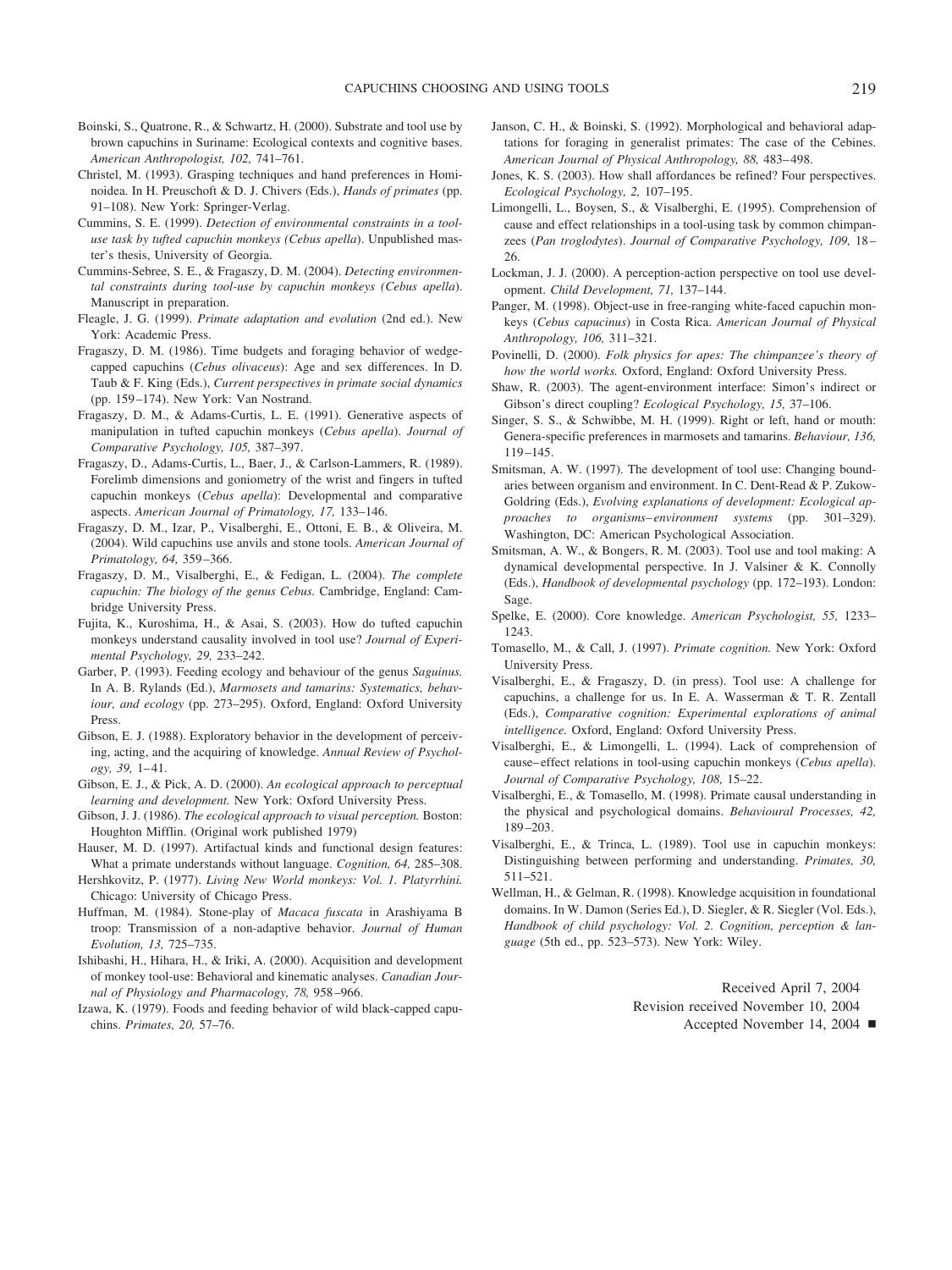Boinski, S., Quatrone, R., & Schwartz, H. (2000). Substrate and tool use by brown capuchins in Suriname: Ecological contexts and cognitive bases. *American Anthropologist, 102,* 741–761.

Christel, M. (1993). Grasping techniques and hand preferences in Hominoidea. In H. Preuschoft & D. J. Chivers (Eds.), *Hands of primates* (pp. 91–108). New York: Springer-Verlag.

Cummins, S. E. (1999). *Detection of environmental constraints in a tool-use task by tufted capuchin monkeys (Cebus apella).* Unpublished master's thesis, University of Georgia.

Cummins-Sebree, S. E., & Fragaszy, D. M. (2004). *Detecting environmental constraints during tool-use by capuchin monkeys (Cebus apella).* Manuscript in preparation.

Fleagle, J. G. (1999). *Primate adaptation and evolution* (2nd ed.). New York: Academic Press.

Fragaszy, D. M. (1986). Time budgets and foraging behavior of wedge-capped capuchins (*Cebus olivaceus*): Age and sex differences. In D. Taub & F. King (Eds.), *Current perspectives in primate social dynamics* (pp. 159–174). New York: Van Nostrand.

Fragaszy, D. M., & Adams-Curtis, L. E. (1991). Generative aspects of manipulation in tufted capuchin monkeys (*Cebus apella*). *Journal of Comparative Psychology, 105,* 387–397.

Fragaszy, D., Adams-Curtis, L., Baer, J., & Carlson-Lammers, R. (1989). Forelimb dimensions and goniometry of the wrist and fingers in tufted capuchin monkeys (*Cebus apella*): Developmental and comparative aspects. *American Journal of Primatology, 17,* 133–146.

Fragaszy, D. M., Izar, P., Visalberghi, E., Ottoni, E. B., & Oliveira, M. (2004). Wild capuchins use anvils and stone tools. *American Journal of Primatology, 64,* 359–366.

Fragaszy, D. M., Visalberghi, E., & Fedigan, L. (2004). *The complete capuchin: The biology of the genus Cebus.* Cambridge, England: Cambridge University Press.

Fujita, K., Kuroshima, H., & Asai, S. (2003). How do tufted capuchin monkeys understand causality involved in tool use? *Journal of Experimental Psychology, 29,* 233–242.

Garber, P. (1993). Feeding ecology and behaviour of the genus *Saguinus.* In A. B. Rylands (Ed.), *Marmosets and tamarins: Systematics, behaviour, and ecology* (pp. 273–295). Oxford, England: Oxford University Press.

Gibson, E. J. (1988). Exploratory behavior in the development of perceiving, acting, and the acquiring of knowledge. *Annual Review of Psychology, 39,* 1–41.

Gibson, E. J., & Pick, A. D. (2000). *An ecological approach to perceptual learning and development.* New York: Oxford University Press.

Gibson, J. J. (1986). *The ecological approach to visual perception.* Boston: Houghton Mifflin. (Original work published 1979)

Hauser, M. D. (1997). Artifactual kinds and functional design features: What a primate understands without language. *Cognition, 64,* 285–308.

Hershkovitz, P. (1977). *Living New World monkeys: Vol. 1. Platyrrhini.* Chicago: University of Chicago Press.

Huffman, M. (1984). Stone-play of *Macaca fuscata* in Arashiyama B troop: Transmission of a non-adaptive behavior. *Journal of Human Evolution, 13,* 725–735.

Ishibashi, H., Hihara, H., & Iriki, A. (2000). Acquisition and development of monkey tool-use: Behavioral and kinematic analyses. *Canadian Journal of Physiology and Pharmacology, 78,* 958–966.

Izawa, K. (1979). Foods and feeding behavior of wild black-capped capuchins. *Primates, 20,* 57–76.

Janson, C. H., & Boinski, S. (1992). Morphological and behavioral adaptations for foraging in generalist primates: The case of the Cebines. *American Journal of Physical Anthropology, 88,* 483–498.

Jones, K. S. (2003). How shall affordances be refined? Four perspectives. *Ecological Psychology, 2,* 107–195.

Limongelli, L., Boysen, S., & Visalberghi, E. (1995). Comprehension of cause and effect relationships in a tool-using task by common chimpanzees (*Pan troglodytes*). *Journal of Comparative Psychology, 109,* 18–26.

Lockman, J. J. (2000). A perception-action perspective on tool use development. *Child Development, 71,* 137–144.

Panger, M. (1998). Object-use in free-ranging white-faced capuchin monkeys (*Cebus capucinus*) in Costa Rica. *American Journal of Physical Anthropology, 106,* 311–321.

Povinelli, D. (2000). *Folk physics for apes: The chimpanzee's theory of how the world works.* Oxford, England: Oxford University Press.

Shaw, R. (2003). The agent-environment interface: Simon's indirect or Gibson's direct coupling? *Ecological Psychology, 15,* 37–106.

Singer, S. S., & Schwibbe, M. H. (1999). Right or left, hand or mouth: Genera-specific preferences in marmosets and tamarins. *Behaviour, 136,* 119–145.

Smitsman, A. W. (1997). The development of tool use: Changing boundaries between organism and environment. In C. Dent-Read & P. Zukow-Goldring (Eds.), *Evolving explanations of development: Ecological approaches to organisms–environment systems* (pp. 301–329). Washington, DC: American Psychological Association.

Smitsman, A. W., & Bongers, R. M. (2003). Tool use and tool making: A dynamical developmental perspective. In J. Valsiner & K. Connolly (Eds.), *Handbook of developmental psychology* (pp. 172–193). London: Sage.

Spelke, E. (2000). Core knowledge. *American Psychologist, 55,* 1233–1243.

Tomasello, M., & Call, J. (1997). *Primate cognition.* New York: Oxford University Press.

Visalberghi, E., & Fragaszy, D. (in press). Tool use: A challenge for capuchins, a challenge for us. In E. A. Wasserman & T. R. Zentall (Eds.), *Comparative cognition: Experimental explorations of animal intelligence.* Oxford, England: Oxford University Press.

Visalberghi, E., & Limongelli, L. (1994). Lack of comprehension of cause–effect relations in tool-using capuchin monkeys (*Cebus apella*). *Journal of Comparative Psychology, 108,* 15–22.

Visalberghi, E., & Tomasello, M. (1998). Primate causal understanding in the physical and psychological domains. *Behavioural Processes, 42,* 189–203.

Visalberghi, E., & Trinca, L. (1989). Tool use in capuchin monkeys: Distinguishing between performing and understanding. *Primates, 30,* 511–521.

Wellman, H., & Gelman, R. (1998). Knowledge acquisition in foundational domains. In W. Damon (Series Ed.), D. Siegler, & R. Siegler (Vol. Eds.), *Handbook of child psychology: Vol. 2. Cognition, perception & language* (5th ed., pp. 523–573). New York: Wiley.

Received April 7, 2004
Revision received November 10, 2004
Accepted November 14, 2004 ■